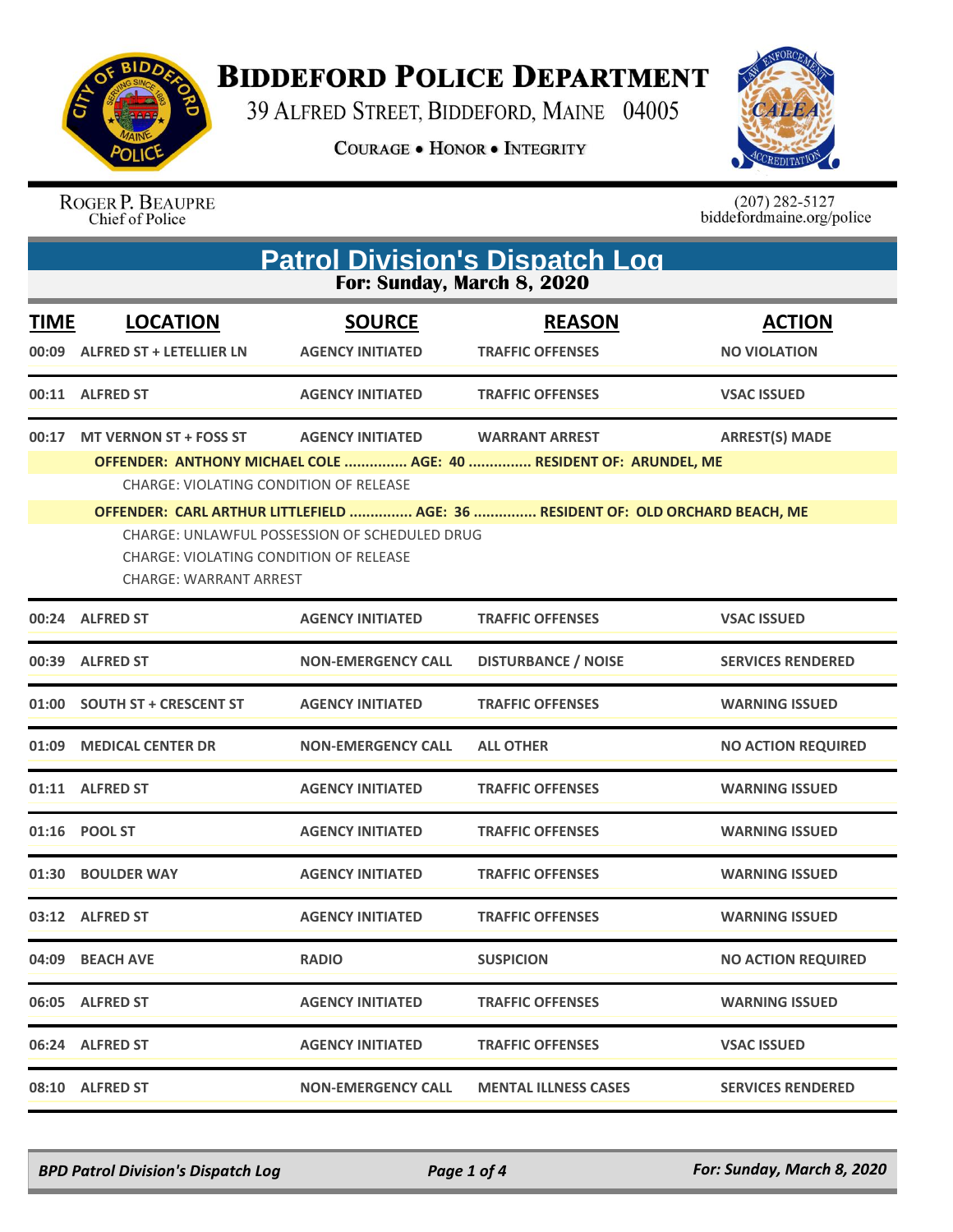# BIDDEFORD POLICE DEPARTMENT

39 ALFRED STREET, BIDDEFORD, MAINE 04005

COURAGE • HONOR • INTEGRITY

ROGER P. BEAUPRE
Chief of Police

(207) 282-5127
biddefordmaine.org/police

## Patrol Division's Dispatch Log

**For: Sunday, March 8, 2020**

| TIME | LOCATION | SOURCE | REASON | ACTION |
|---|---|---|---|---|
| 00:09 | ALFRED ST + LETELLIER LN | AGENCY INITIATED | TRAFFIC OFFENSES | NO VIOLATION |
| 00:11 | ALFRED ST | AGENCY INITIATED | TRAFFIC OFFENSES | VSAC ISSUED |
| 00:17 | MT VERNON ST + FOSS ST | AGENCY INITIATED | WARRANT ARREST | ARREST(S) MADE |

**OFFENDER: ANTHONY MICHAEL COLE ............... AGE: 40 ............... RESIDENT OF: ARUNDEL, ME**

CHARGE: VIOLATING CONDITION OF RELEASE

**OFFENDER: CARL ARTHUR LITTLEFIELD ............... AGE: 36 ............... RESIDENT OF: OLD ORCHARD BEACH, ME**

CHARGE: UNLAWFUL POSSESSION OF SCHEDULED DRUG
CHARGE: VIOLATING CONDITION OF RELEASE
CHARGE: WARRANT ARREST

| TIME | LOCATION | SOURCE | REASON | ACTION |
|---|---|---|---|---|
| 00:24 | ALFRED ST | AGENCY INITIATED | TRAFFIC OFFENSES | VSAC ISSUED |
| 00:39 | ALFRED ST | NON-EMERGENCY CALL | DISTURBANCE / NOISE | SERVICES RENDERED |
| 01:00 | SOUTH ST + CRESCENT ST | AGENCY INITIATED | TRAFFIC OFFENSES | WARNING ISSUED |
| 01:09 | MEDICAL CENTER DR | NON-EMERGENCY CALL | ALL OTHER | NO ACTION REQUIRED |
| 01:11 | ALFRED ST | AGENCY INITIATED | TRAFFIC OFFENSES | WARNING ISSUED |
| 01:16 | POOL ST | AGENCY INITIATED | TRAFFIC OFFENSES | WARNING ISSUED |
| 01:30 | BOULDER WAY | AGENCY INITIATED | TRAFFIC OFFENSES | WARNING ISSUED |
| 03:12 | ALFRED ST | AGENCY INITIATED | TRAFFIC OFFENSES | WARNING ISSUED |
| 04:09 | BEACH AVE | RADIO | SUSPICION | NO ACTION REQUIRED |
| 06:05 | ALFRED ST | AGENCY INITIATED | TRAFFIC OFFENSES | WARNING ISSUED |
| 06:24 | ALFRED ST | AGENCY INITIATED | TRAFFIC OFFENSES | VSAC ISSUED |
| 08:10 | ALFRED ST | NON-EMERGENCY CALL | MENTAL ILLNESS CASES | SERVICES RENDERED |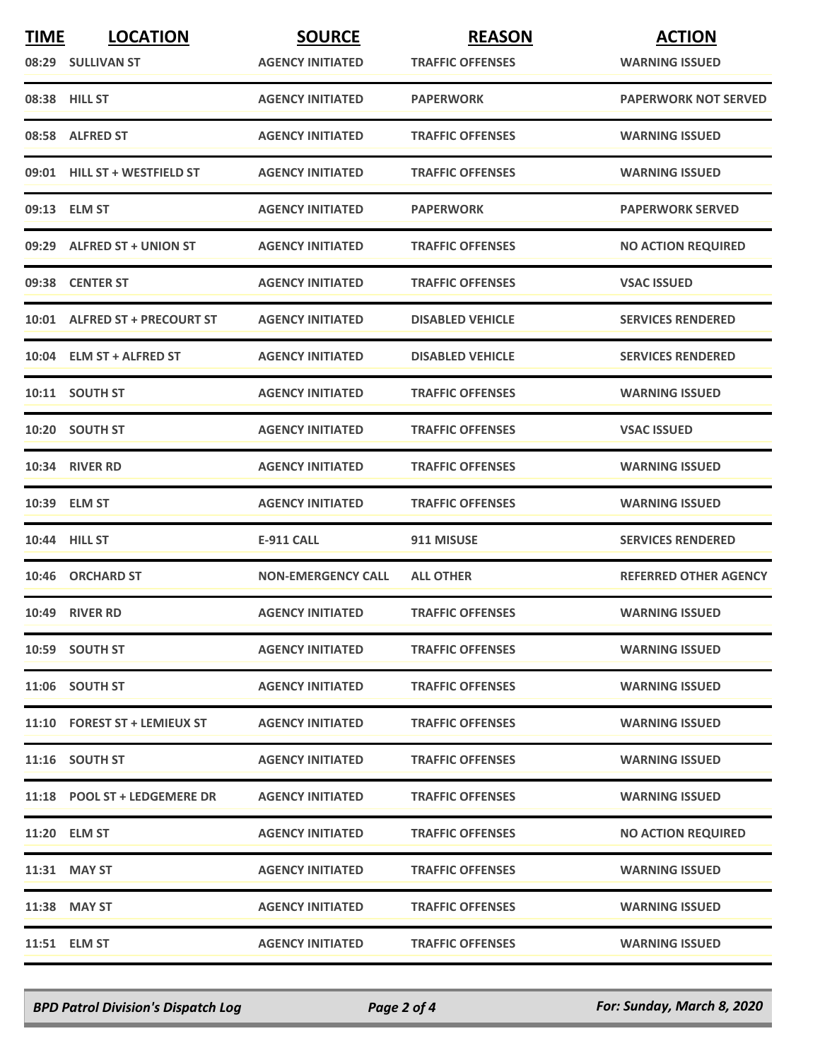| TIME | LOCATION | SOURCE | REASON | ACTION |
|---|---|---|---|---|
| 08:29 | SULLIVAN ST | AGENCY INITIATED | TRAFFIC OFFENSES | WARNING ISSUED |
| 08:38 | HILL ST | AGENCY INITIATED | PAPERWORK | PAPERWORK NOT SERVED |
| 08:58 | ALFRED ST | AGENCY INITIATED | TRAFFIC OFFENSES | WARNING ISSUED |
| 09:01 | HILL ST + WESTFIELD ST | AGENCY INITIATED | TRAFFIC OFFENSES | WARNING ISSUED |
| 09:13 | ELM ST | AGENCY INITIATED | PAPERWORK | PAPERWORK SERVED |
| 09:29 | ALFRED ST + UNION ST | AGENCY INITIATED | TRAFFIC OFFENSES | NO ACTION REQUIRED |
| 09:38 | CENTER ST | AGENCY INITIATED | TRAFFIC OFFENSES | VSAC ISSUED |
| 10:01 | ALFRED ST + PRECOURT ST | AGENCY INITIATED | DISABLED VEHICLE | SERVICES RENDERED |
| 10:04 | ELM ST + ALFRED ST | AGENCY INITIATED | DISABLED VEHICLE | SERVICES RENDERED |
| 10:11 | SOUTH ST | AGENCY INITIATED | TRAFFIC OFFENSES | WARNING ISSUED |
| 10:20 | SOUTH ST | AGENCY INITIATED | TRAFFIC OFFENSES | VSAC ISSUED |
| 10:34 | RIVER RD | AGENCY INITIATED | TRAFFIC OFFENSES | WARNING ISSUED |
| 10:39 | ELM ST | AGENCY INITIATED | TRAFFIC OFFENSES | WARNING ISSUED |
| 10:44 | HILL ST | E-911 CALL | 911 MISUSE | SERVICES RENDERED |
| 10:46 | ORCHARD ST | NON-EMERGENCY CALL | ALL OTHER | REFERRED OTHER AGENCY |
| 10:49 | RIVER RD | AGENCY INITIATED | TRAFFIC OFFENSES | WARNING ISSUED |
| 10:59 | SOUTH ST | AGENCY INITIATED | TRAFFIC OFFENSES | WARNING ISSUED |
| 11:06 | SOUTH ST | AGENCY INITIATED | TRAFFIC OFFENSES | WARNING ISSUED |
| 11:10 | FOREST ST + LEMIEUX ST | AGENCY INITIATED | TRAFFIC OFFENSES | WARNING ISSUED |
| 11:16 | SOUTH ST | AGENCY INITIATED | TRAFFIC OFFENSES | WARNING ISSUED |
| 11:18 | POOL ST + LEDGEMERE DR | AGENCY INITIATED | TRAFFIC OFFENSES | WARNING ISSUED |
| 11:20 | ELM ST | AGENCY INITIATED | TRAFFIC OFFENSES | NO ACTION REQUIRED |
| 11:31 | MAY ST | AGENCY INITIATED | TRAFFIC OFFENSES | WARNING ISSUED |
| 11:38 | MAY ST | AGENCY INITIATED | TRAFFIC OFFENSES | WARNING ISSUED |
| 11:51 | ELM ST | AGENCY INITIATED | TRAFFIC OFFENSES | WARNING ISSUED |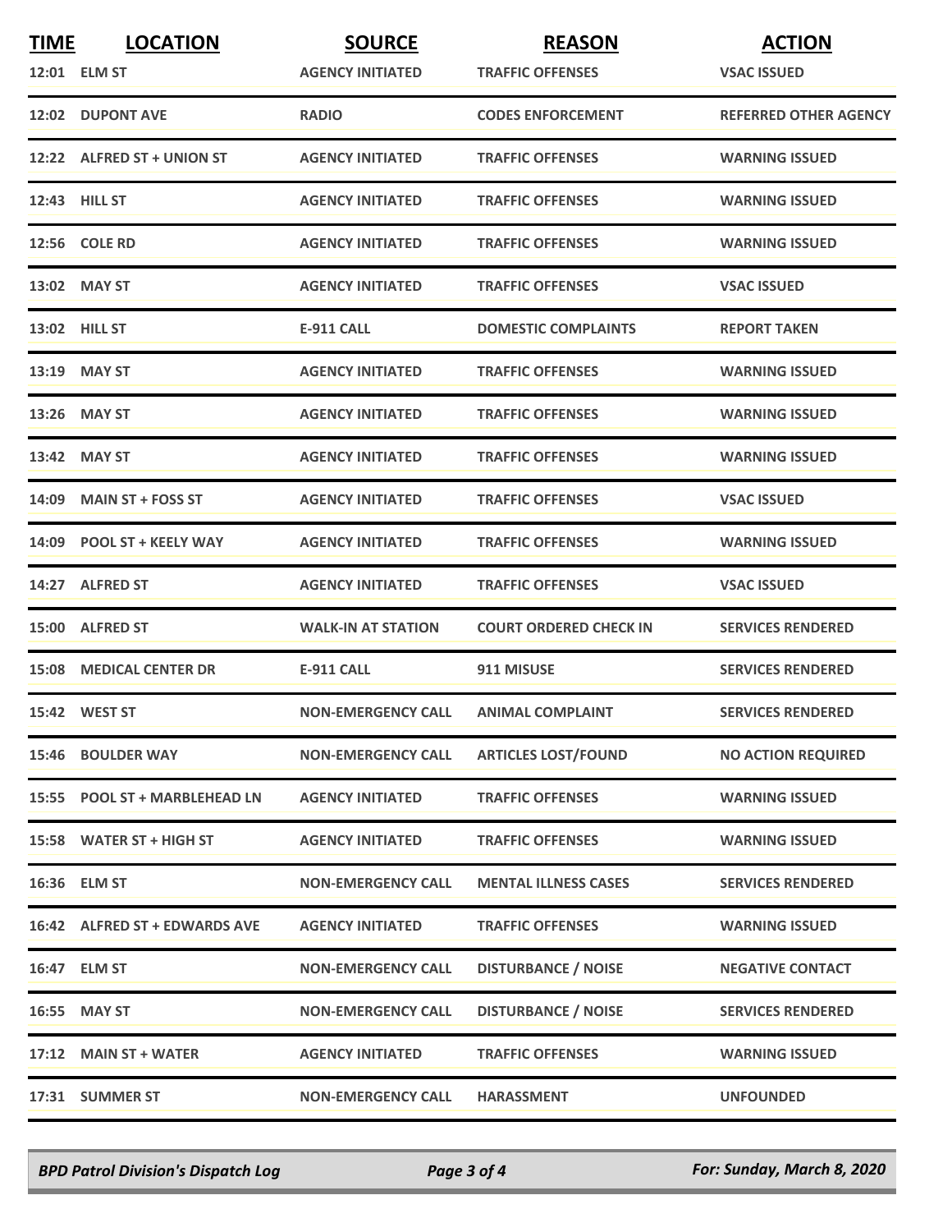| TIME | LOCATION | SOURCE | REASON | ACTION |
|---|---|---|---|---|
| 12:01 | ELM ST | AGENCY INITIATED | TRAFFIC OFFENSES | VSAC ISSUED |
| 12:02 | DUPONT AVE | RADIO | CODES ENFORCEMENT | REFERRED OTHER AGENCY |
| 12:22 | ALFRED ST + UNION ST | AGENCY INITIATED | TRAFFIC OFFENSES | WARNING ISSUED |
| 12:43 | HILL ST | AGENCY INITIATED | TRAFFIC OFFENSES | WARNING ISSUED |
| 12:56 | COLE RD | AGENCY INITIATED | TRAFFIC OFFENSES | WARNING ISSUED |
| 13:02 | MAY ST | AGENCY INITIATED | TRAFFIC OFFENSES | VSAC ISSUED |
| 13:02 | HILL ST | E-911 CALL | DOMESTIC COMPLAINTS | REPORT TAKEN |
| 13:19 | MAY ST | AGENCY INITIATED | TRAFFIC OFFENSES | WARNING ISSUED |
| 13:26 | MAY ST | AGENCY INITIATED | TRAFFIC OFFENSES | WARNING ISSUED |
| 13:42 | MAY ST | AGENCY INITIATED | TRAFFIC OFFENSES | WARNING ISSUED |
| 14:09 | MAIN ST + FOSS ST | AGENCY INITIATED | TRAFFIC OFFENSES | VSAC ISSUED |
| 14:09 | POOL ST + KEELY WAY | AGENCY INITIATED | TRAFFIC OFFENSES | WARNING ISSUED |
| 14:27 | ALFRED ST | AGENCY INITIATED | TRAFFIC OFFENSES | VSAC ISSUED |
| 15:00 | ALFRED ST | WALK-IN AT STATION | COURT ORDERED CHECK IN | SERVICES RENDERED |
| 15:08 | MEDICAL CENTER DR | E-911 CALL | 911 MISUSE | SERVICES RENDERED |
| 15:42 | WEST ST | NON-EMERGENCY CALL | ANIMAL COMPLAINT | SERVICES RENDERED |
| 15:46 | BOULDER WAY | NON-EMERGENCY CALL | ARTICLES LOST/FOUND | NO ACTION REQUIRED |
| 15:55 | POOL ST + MARBLEHEAD LN | AGENCY INITIATED | TRAFFIC OFFENSES | WARNING ISSUED |
| 15:58 | WATER ST + HIGH ST | AGENCY INITIATED | TRAFFIC OFFENSES | WARNING ISSUED |
| 16:36 | ELM ST | NON-EMERGENCY CALL | MENTAL ILLNESS CASES | SERVICES RENDERED |
| 16:42 | ALFRED ST + EDWARDS AVE | AGENCY INITIATED | TRAFFIC OFFENSES | WARNING ISSUED |
| 16:47 | ELM ST | NON-EMERGENCY CALL | DISTURBANCE / NOISE | NEGATIVE CONTACT |
| 16:55 | MAY ST | NON-EMERGENCY CALL | DISTURBANCE / NOISE | SERVICES RENDERED |
| 17:12 | MAIN ST + WATER | AGENCY INITIATED | TRAFFIC OFFENSES | WARNING ISSUED |
| 17:31 | SUMMER ST | NON-EMERGENCY CALL | HARASSMENT | UNFOUNDED |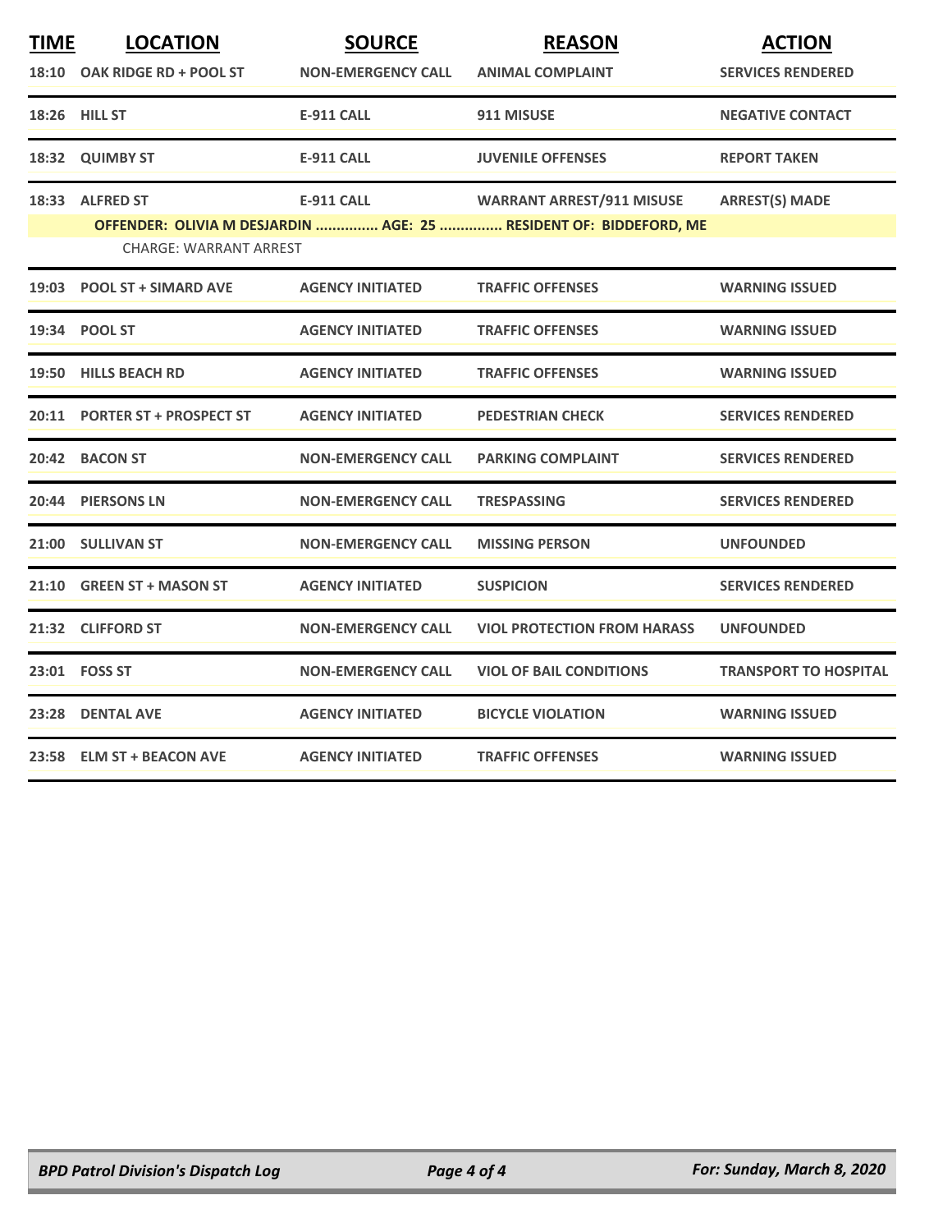| TIME | LOCATION | SOURCE | REASON | ACTION |
|---|---|---|---|---|
| 18:10 | OAK RIDGE RD + POOL ST | NON-EMERGENCY CALL | ANIMAL COMPLAINT | SERVICES RENDERED |
| 18:26 | HILL ST | E-911 CALL | 911 MISUSE | NEGATIVE CONTACT |
| 18:32 | QUIMBY ST | E-911 CALL | JUVENILE OFFENSES | REPORT TAKEN |
| 18:33 | ALFRED ST | E-911 CALL | WARRANT ARREST/911 MISUSE | ARREST(S) MADE |
| | OFFENDER: OLIVIA M DESJARDIN ............... AGE: 25 ............... RESIDENT OF: BIDDEFORD, ME | | | |
| | CHARGE: WARRANT ARREST | | | |
| 19:03 | POOL ST + SIMARD AVE | AGENCY INITIATED | TRAFFIC OFFENSES | WARNING ISSUED |
| 19:34 | POOL ST | AGENCY INITIATED | TRAFFIC OFFENSES | WARNING ISSUED |
| 19:50 | HILLS BEACH RD | AGENCY INITIATED | TRAFFIC OFFENSES | WARNING ISSUED |
| 20:11 | PORTER ST + PROSPECT ST | AGENCY INITIATED | PEDESTRIAN CHECK | SERVICES RENDERED |
| 20:42 | BACON ST | NON-EMERGENCY CALL | PARKING COMPLAINT | SERVICES RENDERED |
| 20:44 | PIERSONS LN | NON-EMERGENCY CALL | TRESPASSING | SERVICES RENDERED |
| 21:00 | SULLIVAN ST | NON-EMERGENCY CALL | MISSING PERSON | UNFOUNDED |
| 21:10 | GREEN ST + MASON ST | AGENCY INITIATED | SUSPICION | SERVICES RENDERED |
| 21:32 | CLIFFORD ST | NON-EMERGENCY CALL | VIOL PROTECTION FROM HARASS | UNFOUNDED |
| 23:01 | FOSS ST | NON-EMERGENCY CALL | VIOL OF BAIL CONDITIONS | TRANSPORT TO HOSPITAL |
| 23:28 | DENTAL AVE | AGENCY INITIATED | BICYCLE VIOLATION | WARNING ISSUED |
| 23:58 | ELM ST + BEACON AVE | AGENCY INITIATED | TRAFFIC OFFENSES | WARNING ISSUED |